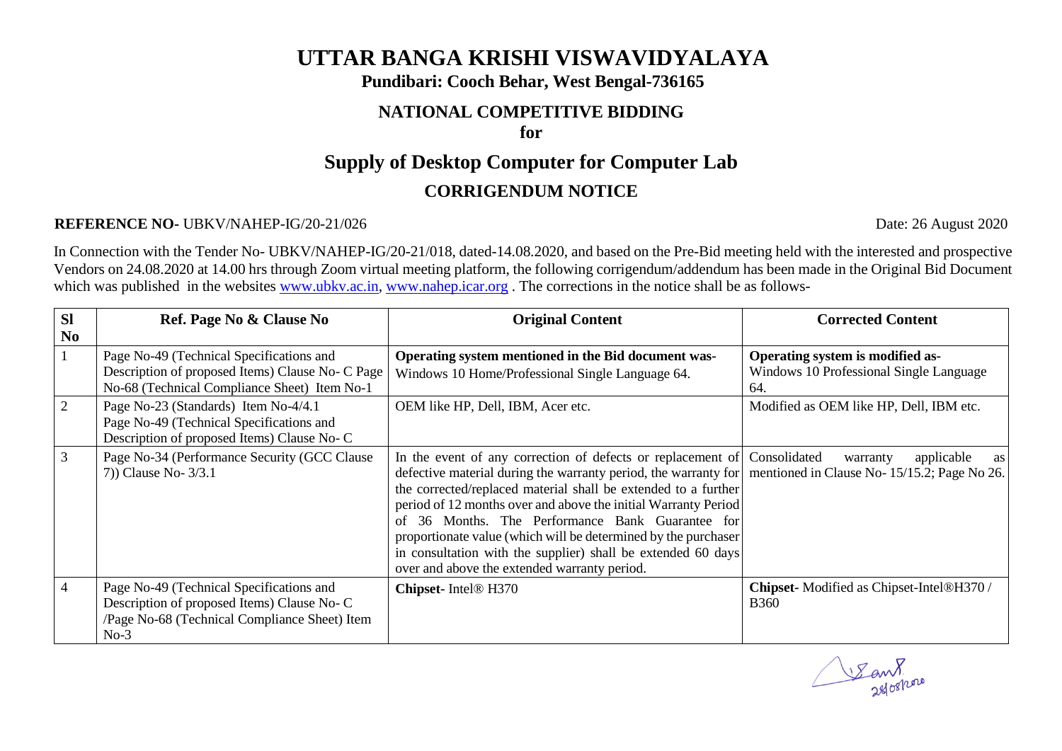# UTTAR BANGA KRISHI VISWAVIDYALAYA

**Pundibari: Cooch Behar, West Bengal-736165**

## NATIONAL COMPETITIVE BIDDING

**for**

## Supply of Desktop Computer for Computer Lab

## CORRIGENDUM NOTICE

**REFERENCE NO-** UBKV/NAHEP-IG/20-21/026 Date: 26 August 2020

In Connection with the Tender No- UBKV/NAHEP-IG/20-21/018, dated-14.08.2020, and based on the Pre-Bid meeting held with the interested and prospective Vendors on 24.08.2020 at 14.00 hrs through Zoom virtual meeting platform, the following corrigendum/addendum has been made in the Original Bid Document which was published in the websites www.ubkv.ac.in, www.nahep.icar.org . The corrections in the notice shall be as follows-

| Sl No | Ref. Page No & Clause No | Original Content | Corrected Content |
|---|---|---|---|
| 1 | Page No-49 (Technical Specifications and Description of proposed Items) Clause No- C Page No-68 (Technical Compliance Sheet) Item No-1 | **Operating system mentioned in the Bid document was-** Windows 10 Home/Professional Single Language 64. | **Operating system is modified as-** Windows 10 Professional Single Language 64. |
| 2 | Page No-23 (Standards) Item No-4/4.1 Page No-49 (Technical Specifications and Description of proposed Items) Clause No- C | OEM like HP, Dell, IBM, Acer etc. | Modified as OEM like HP, Dell, IBM etc. |
| 3 | Page No-34 (Performance Security (GCC Clause 7)) Clause No- 3/3.1 | In the event of any correction of defects or replacement of defective material during the warranty period, the warranty for the corrected/replaced material shall be extended to a further period of 12 months over and above the initial Warranty Period of 36 Months. The Performance Bank Guarantee for proportionate value (which will be determined by the purchaser in consultation with the supplier) shall be extended 60 days over and above the extended warranty period. | Consolidated warranty applicable as mentioned in Clause No- 15/15.2; Page No 26. |
| 4 | Page No-49 (Technical Specifications and Description of proposed Items) Clause No- C /Page No-68 (Technical Compliance Sheet) Item No-3 | **Chipset**- Intel® H370 | **Chipset**- Modified as Chipset-Intel®H370 / B360 |

28/08/2020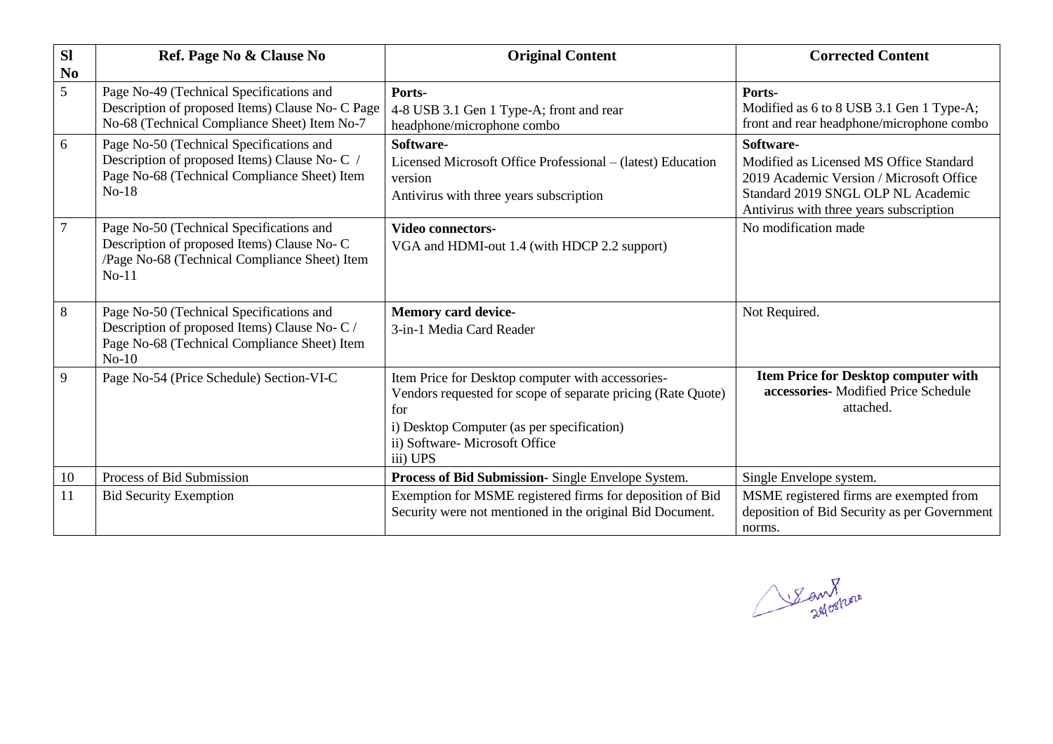| Sl No | Ref. Page No & Clause No | Original Content | Corrected Content |
|---|---|---|---|
| 5 | Page No-49 (Technical Specifications and Description of proposed Items) Clause No- C Page No-68 (Technical Compliance Sheet) Item No-7 | **Ports-**<br>4-8 USB 3.1 Gen 1 Type-A; front and rear headphone/microphone combo | **Ports-**<br>Modified as 6 to 8 USB 3.1 Gen 1 Type-A; front and rear headphone/microphone combo |
| 6 | Page No-50 (Technical Specifications and Description of proposed Items) Clause No- C / Page No-68 (Technical Compliance Sheet) Item No-18 | **Software-**<br>Licensed Microsoft Office Professional – (latest) Education version<br>Antivirus with three years subscription | **Software-**<br>Modified as Licensed MS Office Standard 2019 Academic Version / Microsoft Office Standard 2019 SNGL OLP NL Academic<br>Antivirus with three years subscription |
| 7 | Page No-50 (Technical Specifications and Description of proposed Items) Clause No- C /Page No-68 (Technical Compliance Sheet) Item No-11 | **Video connectors-**<br>VGA and HDMI-out 1.4 (with HDCP 2.2 support) | No modification made |
| 8 | Page No-50 (Technical Specifications and Description of proposed Items) Clause No- C / Page No-68 (Technical Compliance Sheet) Item No-10 | **Memory card device-**<br>3-in-1 Media Card Reader | Not Required. |
| 9 | Page No-54 (Price Schedule) Section-VI-C | Item Price for Desktop computer with accessories-<br>Vendors requested for scope of separate pricing (Rate Quote) for<br>i) Desktop Computer (as per specification)<br>ii) Software- Microsoft Office<br>iii) UPS | **Item Price for Desktop computer with accessories-** Modified Price Schedule attached. |
| 10 | Process of Bid Submission | **Process of Bid Submission-** Single Envelope System. | Single Envelope system. |
| 11 | Bid Security Exemption | Exemption for MSME registered firms for deposition of Bid Security were not mentioned in the original Bid Document. | MSME registered firms are exempted from deposition of Bid Security as per Government norms. |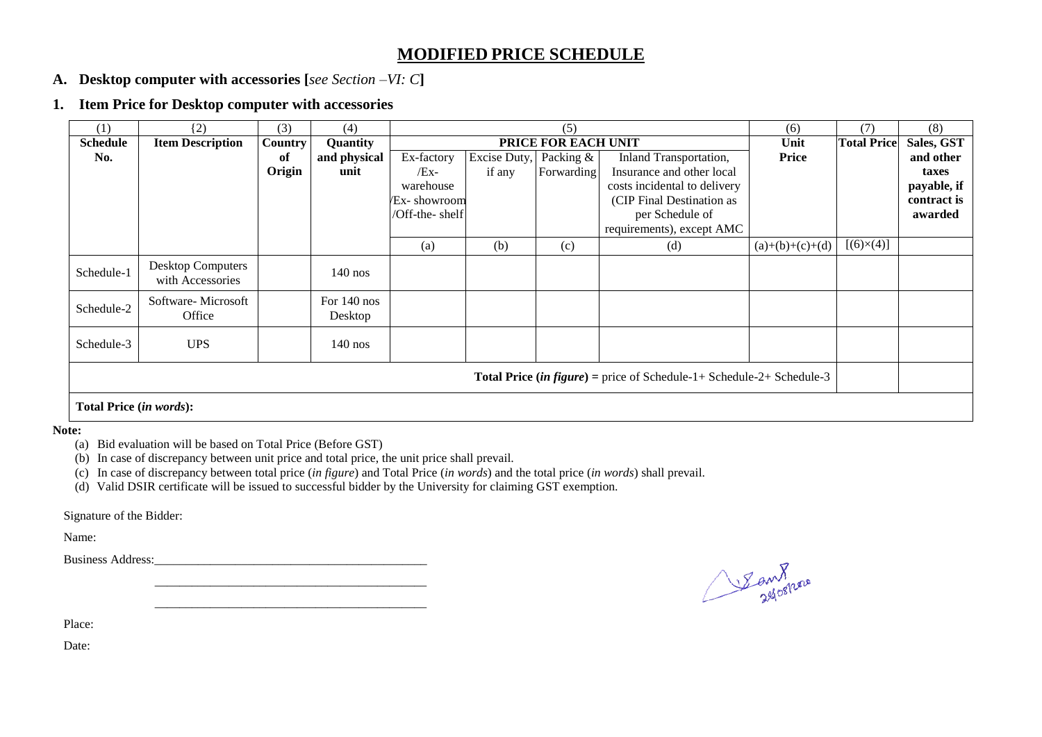# MODIFIED PRICE SCHEDULE

**A. Desktop computer with accessories [*see Section –VI: C*]**

**1. Item Price for Desktop computer with accessories**

| (1) | (2) | (3) | (4) | (5) | | | | (6) | (7) | (8) |
|---|---|---|---|---|---|---|---|---|---|---|
| **Schedule No.** | **Item Description** | **Country of Origin** | **Quantity and physical unit** | **PRICE FOR EACH UNIT** | | | | **Unit Price** | **Total Price** | **Sales, GST and other taxes payable, if contract is awarded** |
| | | | | Ex-factory /Ex-warehouse /Ex- showroom /Off-the- shelf | Excise Duty, if any | Packing & Forwarding | Inland Transportation, Insurance and other local costs incidental to delivery (CIP Final Destination as per Schedule of requirements), except AMC | | | |
| | | | | (a) | (b) | (c) | (d) | (a)+(b)+(c)+(d) | [(6)×(4)] | |
| Schedule-1 | Desktop Computers with Accessories | | 140 nos | | | | | | | |
| Schedule-2 | Software- Microsoft Office | | For 140 nos Desktop | | | | | | | |
| Schedule-3 | UPS | | 140 nos | | | | | | | |
| **Total Price (*in figure*) =** price of Schedule-1+ Schedule-2+ Schedule-3 | | | | | | | | | | |
| **Total Price (*in words*):** | | | | | | | | | | |

**Note:**

(a) Bid evaluation will be based on Total Price (Before GST)

(b) In case of discrepancy between unit price and total price, the unit price shall prevail.

(c) In case of discrepancy between total price (*in figure*) and Total Price (*in words*) and the total price (*in words*) shall prevail.

(d) Valid DSIR certificate will be issued to successful bidder by the University for claiming GST exemption.

Signature of the Bidder:

Name:

Business Address:_____________________________________________

_____________________________________________

_____________________________________________

Place:

Date: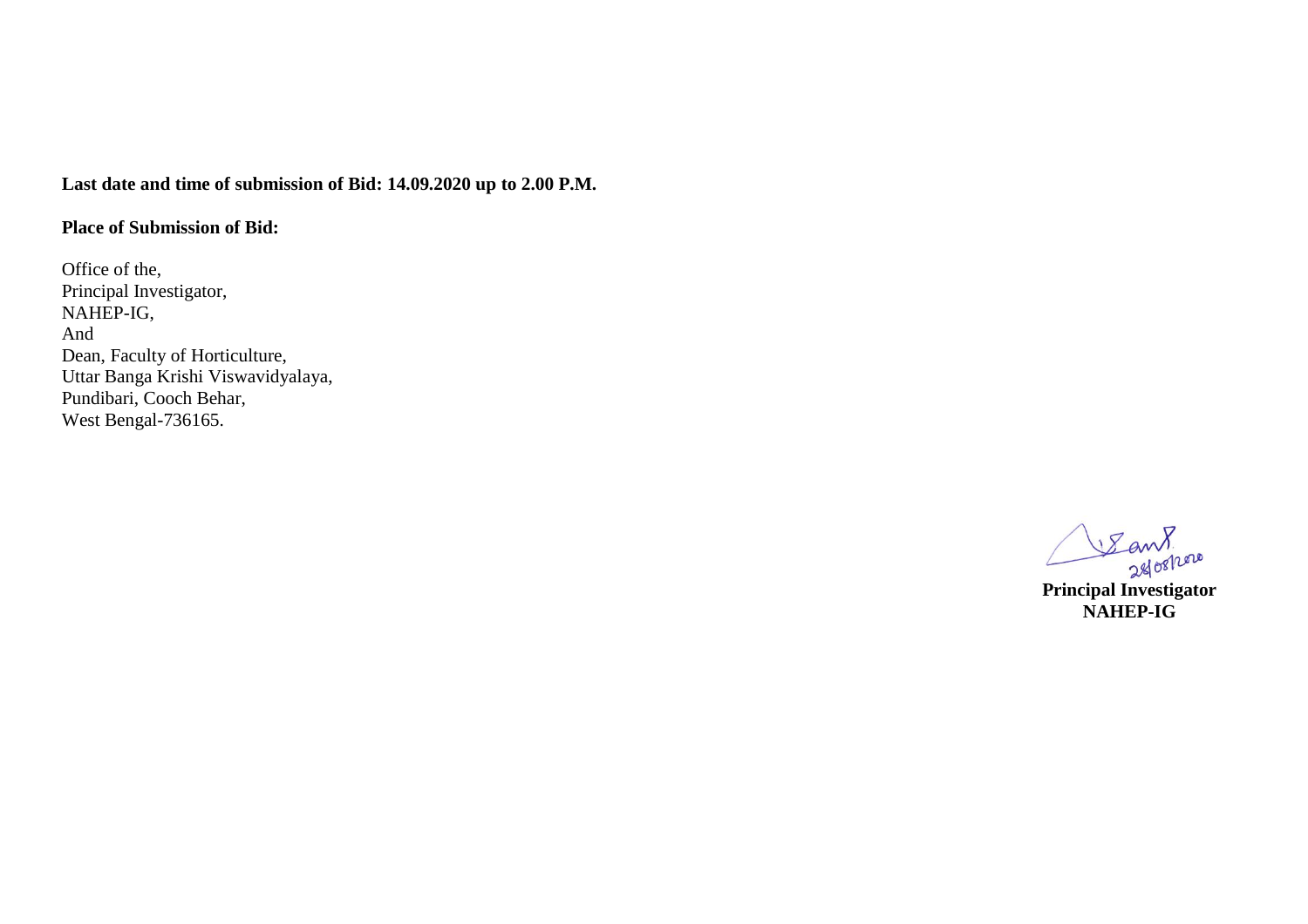**Last date and time of submission of Bid: 14.09.2020 up to 2.00 P.M.**

**Place of Submission of Bid:**

Office of the,
Principal Investigator,
NAHEP-IG,
And
Dean, Faculty of Horticulture,
Uttar Banga Krishi Viswavidyalaya,
Pundibari, Cooch Behar,
West Bengal-736165.

28/08/2020

**Principal Investigator**
**NAHEP-IG**